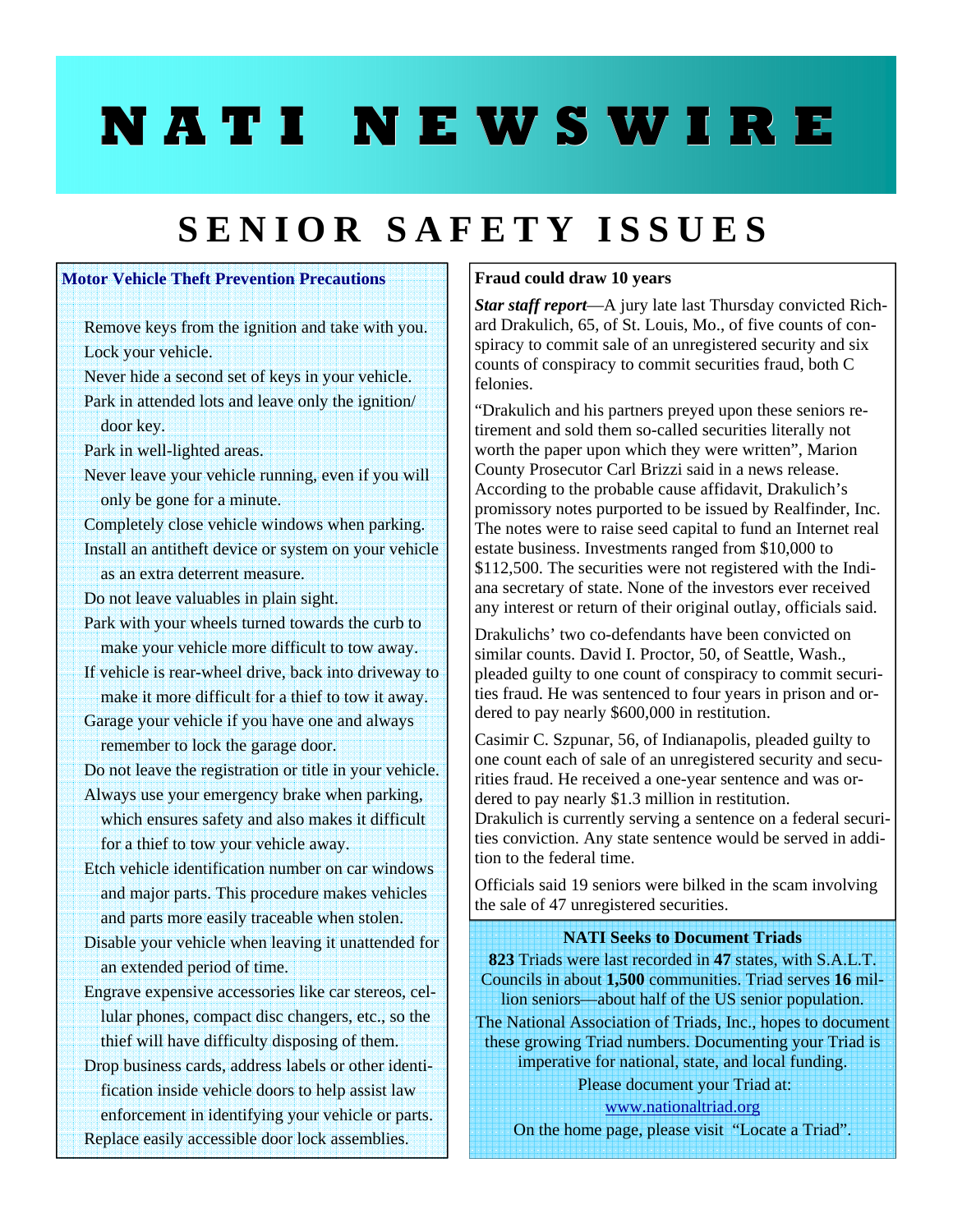# NATI NEWSWIRE

## SENIOR SAFETY ISSUES

### Motor Vehicle Theft Prevention Precautions

- Remove keys from the ignition and take with you.
- Lock your vehicle.
- Never hide a second set of keys in your vehicle.
- Park in attended lots and leave only the ignition/door key.
- Park in well-lighted areas.
- Never leave your vehicle running, even if you will only be gone for a minute.
- Completely close vehicle windows when parking.
- Install an antitheft device or system on your vehicle as an extra deterrent measure.
- Do not leave valuables in plain sight.
- Park with your wheels turned towards the curb to make your vehicle more difficult to tow away.
- If vehicle is rear-wheel drive, back into driveway to make it more difficult for a thief to tow it away.
- Garage your vehicle if you have one and always remember to lock the garage door.
- Do not leave the registration or title in your vehicle.
- Always use your emergency brake when parking, which ensures safety and also makes it difficult for a thief to tow your vehicle away.
- Etch vehicle identification number on car windows and major parts. This procedure makes vehicles and parts more easily traceable when stolen.
- Disable your vehicle when leaving it unattended for an extended period of time.
- Engrave expensive accessories like car stereos, cellular phones, compact disc changers, etc., so the thief will have difficulty disposing of them.
- Drop business cards, address labels or other identification inside vehicle doors to help assist law enforcement in identifying your vehicle or parts.
- Replace easily accessible door lock assemblies.

### Fraud could draw 10 years

***Star staff report***—A jury late last Thursday convicted Richard Drakulich, 65, of St. Louis, Mo., of five counts of conspiracy to commit sale of an unregistered security and six counts of conspiracy to commit securities fraud, both C felonies.

"Drakulich and his partners preyed upon these seniors retirement and sold them so-called securities literally not worth the paper upon which they were written", Marion County Prosecutor Carl Brizzi said in a news release. According to the probable cause affidavit, Drakulich's promissory notes purported to be issued by Realfinder, Inc. The notes were to raise seed capital to fund an Internet real estate business. Investments ranged from $10,000 to $112,500. The securities were not registered with the Indiana secretary of state. None of the investors ever received any interest or return of their original outlay, officials said.

Drakulichs' two co-defendants have been convicted on similar counts. David I. Proctor, 50, of Seattle, Wash., pleaded guilty to one count of conspiracy to commit securities fraud. He was sentenced to four years in prison and ordered to pay nearly $600,000 in restitution.

Casimir C. Szpunar, 56, of Indianapolis, pleaded guilty to one count each of sale of an unregistered security and securities fraud. He received a one-year sentence and was ordered to pay nearly $1.3 million in restitution.
Drakulich is currently serving a sentence on a federal securities conviction. Any state sentence would be served in addition to the federal time.

Officials said 19 seniors were bilked in the scam involving the sale of 47 unregistered securities.

### NATI Seeks to Document Triads

**823** Triads were last recorded in **47** states, with S.A.L.T. Councils in about **1,500** communities. Triad serves **16** million seniors—about half of the US senior population.

The National Association of Triads, Inc., hopes to document these growing Triad numbers. Documenting your Triad is imperative for national, state, and local funding.

Please document your Triad at:

www.nationaltriad.org

On the home page, please visit "Locate a Triad".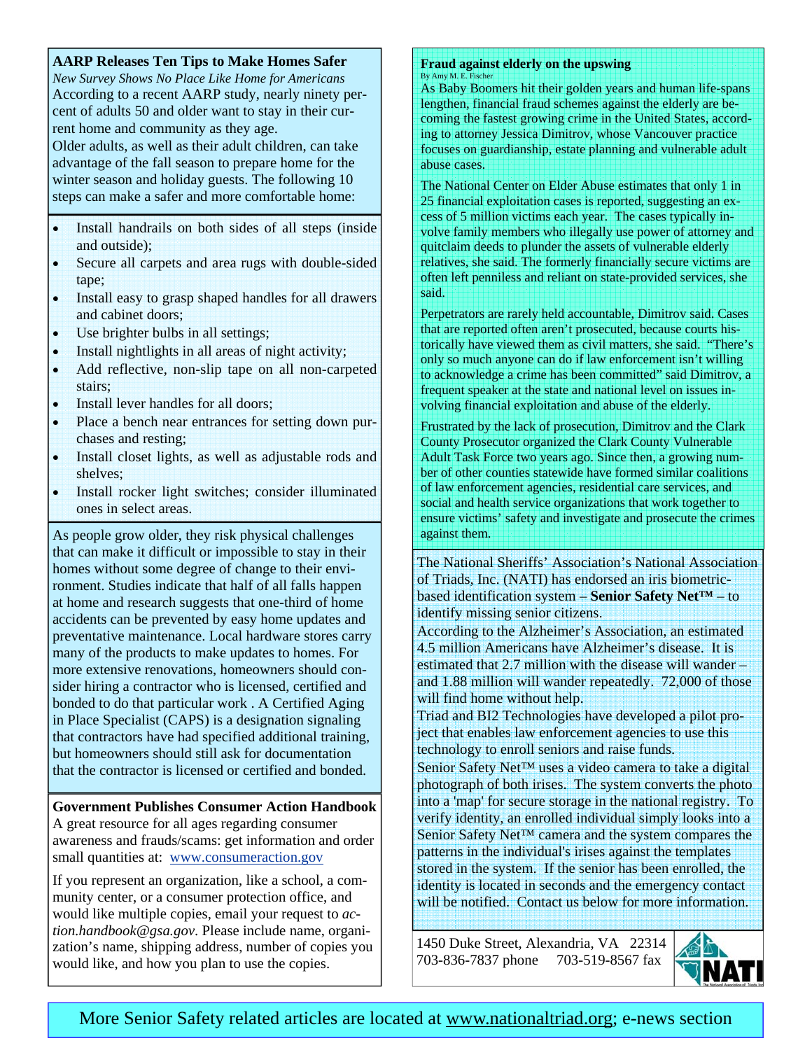## AARP Releases Ten Tips to Make Homes Safer

*New Survey Shows No Place Like Home for Americans*

According to a recent AARP study, nearly ninety percent of adults 50 and older want to stay in their current home and community as they age.

Older adults, as well as their adult children, can take advantage of the fall season to prepare home for the winter season and holiday guests. The following 10 steps can make a safer and more comfortable home:

- Install handrails on both sides of all steps (inside and outside);
- Secure all carpets and area rugs with double-sided tape;
- Install easy to grasp shaped handles for all drawers and cabinet doors;
- Use brighter bulbs in all settings;
- Install nightlights in all areas of night activity;
- Add reflective, non-slip tape on all non-carpeted stairs;
- Install lever handles for all doors;
- Place a bench near entrances for setting down purchases and resting;
- Install closet lights, as well as adjustable rods and shelves;
- Install rocker light switches; consider illuminated ones in select areas.

As people grow older, they risk physical challenges that can make it difficult or impossible to stay in their homes without some degree of change to their environment. Studies indicate that half of all falls happen at home and research suggests that one-third of home accidents can be prevented by easy home updates and preventative maintenance. Local hardware stores carry many of the products to make updates to homes. For more extensive renovations, homeowners should consider hiring a contractor who is licensed, certified and bonded to do that particular work . A Certified Aging in Place Specialist (CAPS) is a designation signaling that contractors have had specified additional training, but homeowners should still ask for documentation that the contractor is licensed or certified and bonded.

## Government Publishes Consumer Action Handbook

A great resource for all ages regarding consumer awareness and frauds/scams: get information and order small quantities at: www.consumeraction.gov

If you represent an organization, like a school, a community center, or a consumer protection office, and would like multiple copies, email your request to *action.handbook@gsa.gov*. Please include name, organization's name, shipping address, number of copies you would like, and how you plan to use the copies.

## Fraud against elderly on the upswing

By Amy M. E. Fischer

As Baby Boomers hit their golden years and human life-spans lengthen, financial fraud schemes against the elderly are becoming the fastest growing crime in the United States, according to attorney Jessica Dimitrov, whose Vancouver practice focuses on guardianship, estate planning and vulnerable adult abuse cases.

The National Center on Elder Abuse estimates that only 1 in 25 financial exploitation cases is reported, suggesting an excess of 5 million victims each year. The cases typically involve family members who illegally use power of attorney and quitclaim deeds to plunder the assets of vulnerable elderly relatives, she said. The formerly financially secure victims are often left penniless and reliant on state-provided services, she said.

Perpetrators are rarely held accountable, Dimitrov said. Cases that are reported often aren't prosecuted, because courts historically have viewed them as civil matters, she said. "There's only so much anyone can do if law enforcement isn't willing to acknowledge a crime has been committed" said Dimitrov, a frequent speaker at the state and national level on issues involving financial exploitation and abuse of the elderly.

Frustrated by the lack of prosecution, Dimitrov and the Clark County Prosecutor organized the Clark County Vulnerable Adult Task Force two years ago. Since then, a growing number of other counties statewide have formed similar coalitions of law enforcement agencies, residential care services, and social and health service organizations that work together to ensure victims' safety and investigate and prosecute the crimes against them.

The National Sheriffs' Association's National Association of Triads, Inc. (NATI) has endorsed an iris biometric-based identification system – **Senior Safety Net™** – to identify missing senior citizens.

According to the Alzheimer's Association, an estimated 4.5 million Americans have Alzheimer's disease. It is estimated that 2.7 million with the disease will wander – and 1.88 million will wander repeatedly. 72,000 of those will find home without help.

Triad and BI2 Technologies have developed a pilot project that enables law enforcement agencies to use this technology to enroll seniors and raise funds.

Senior Safety Net™ uses a video camera to take a digital photograph of both irises. The system converts the photo into a 'map' for secure storage in the national registry. To verify identity, an enrolled individual simply looks into a Senior Safety Net™ camera and the system compares the patterns in the individual's irises against the templates stored in the system. If the senior has been enrolled, the identity is located in seconds and the emergency contact will be notified. Contact us below for more information.

1450 Duke Street, Alexandria, VA 22314
703-836-7837 phone 703-519-8567 fax

NATI
The National Association of Triads, Inc.

More Senior Safety related articles are located at www.nationaltriad.org; e-news section